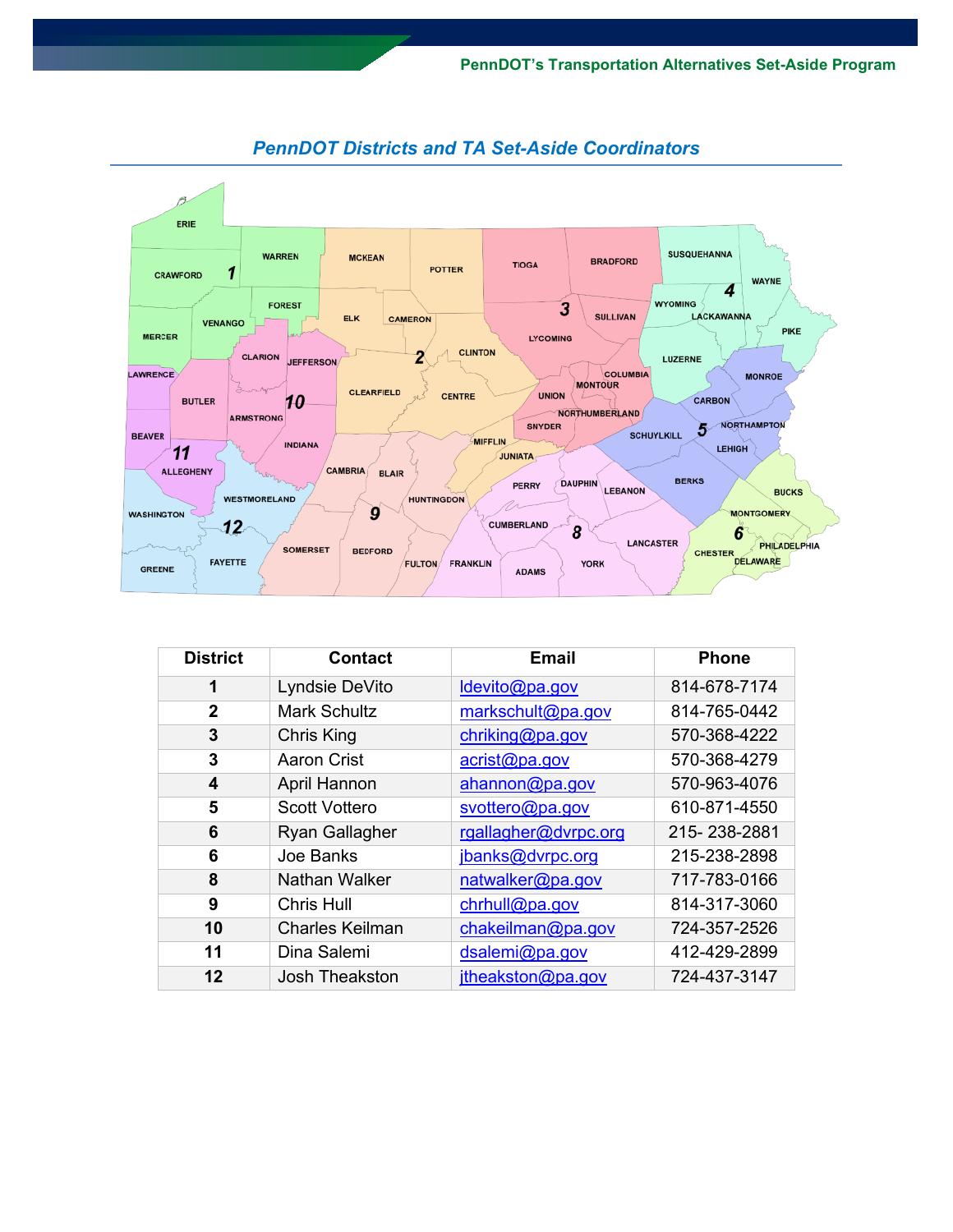## PennDOT Districts and TA Set-Aside Coordinators

| District | Contact | Email | Phone |
|---|---|---|---|
| 1 | Lyndsie DeVito | ldevito@pa.gov | 814-678-7174 |
| 2 | Mark Schultz | markschult@pa.gov | 814-765-0442 |
| 3 | Chris King | chriking@pa.gov | 570-368-4222 |
| 3 | Aaron Crist | acrist@pa.gov | 570-368-4279 |
| 4 | April Hannon | ahannon@pa.gov | 570-963-4076 |
| 5 | Scott Vottero | svottero@pa.gov | 610-871-4550 |
| 6 | Ryan Gallagher | rgallagher@dvrpc.org | 215- 238-2881 |
| 6 | Joe Banks | jbanks@dvrpc.org | 215-238-2898 |
| 8 | Nathan Walker | natwalker@pa.gov | 717-783-0166 |
| 9 | Chris Hull | chrhull@pa.gov | 814-317-3060 |
| 10 | Charles Keilman | chakeilman@pa.gov | 724-357-2526 |
| 11 | Dina Salemi | dsalemi@pa.gov | 412-429-2899 |
| 12 | Josh Theakston | jtheakston@pa.gov | 724-437-3147 |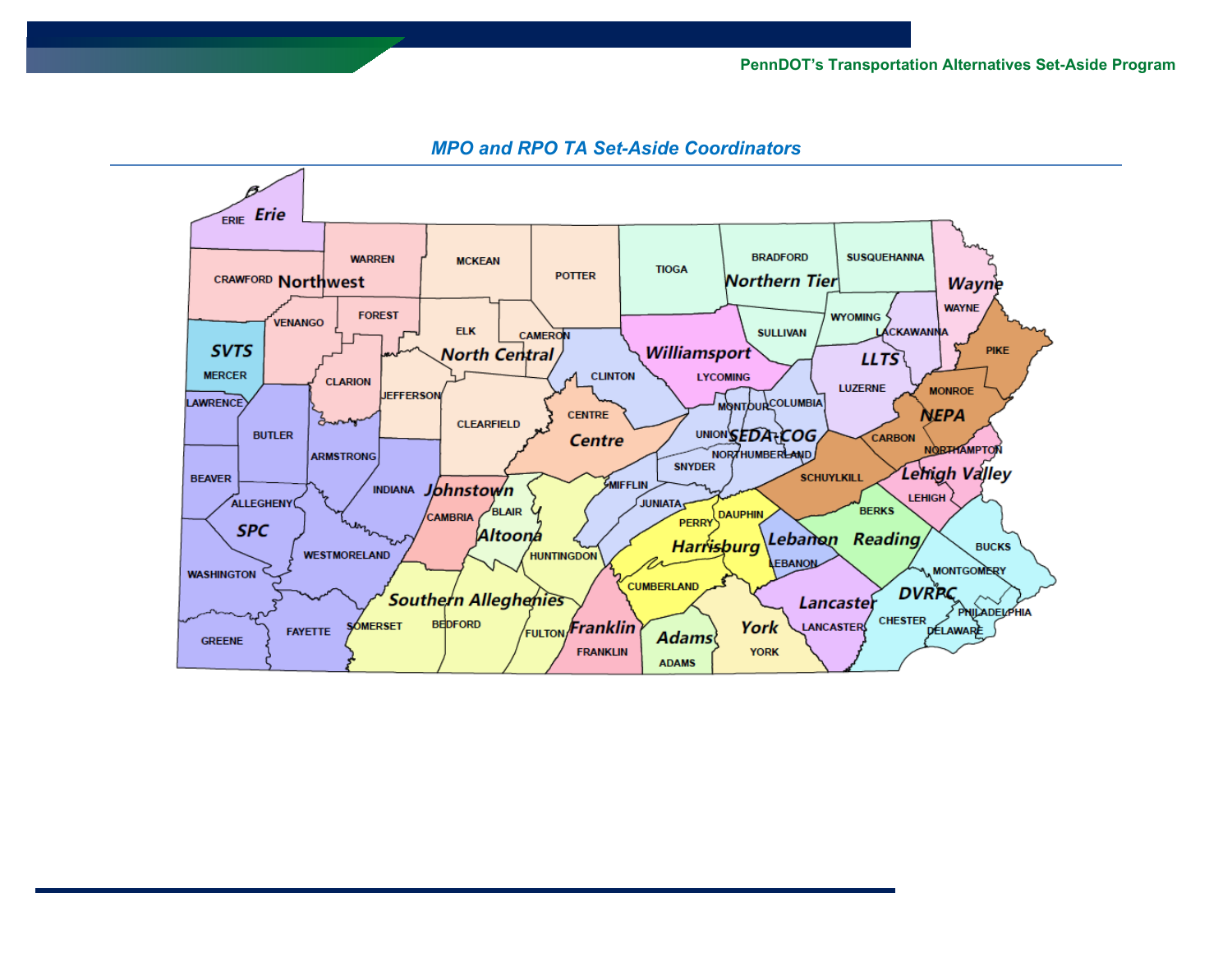## MPO and RPO TA Set-Aside Coordinators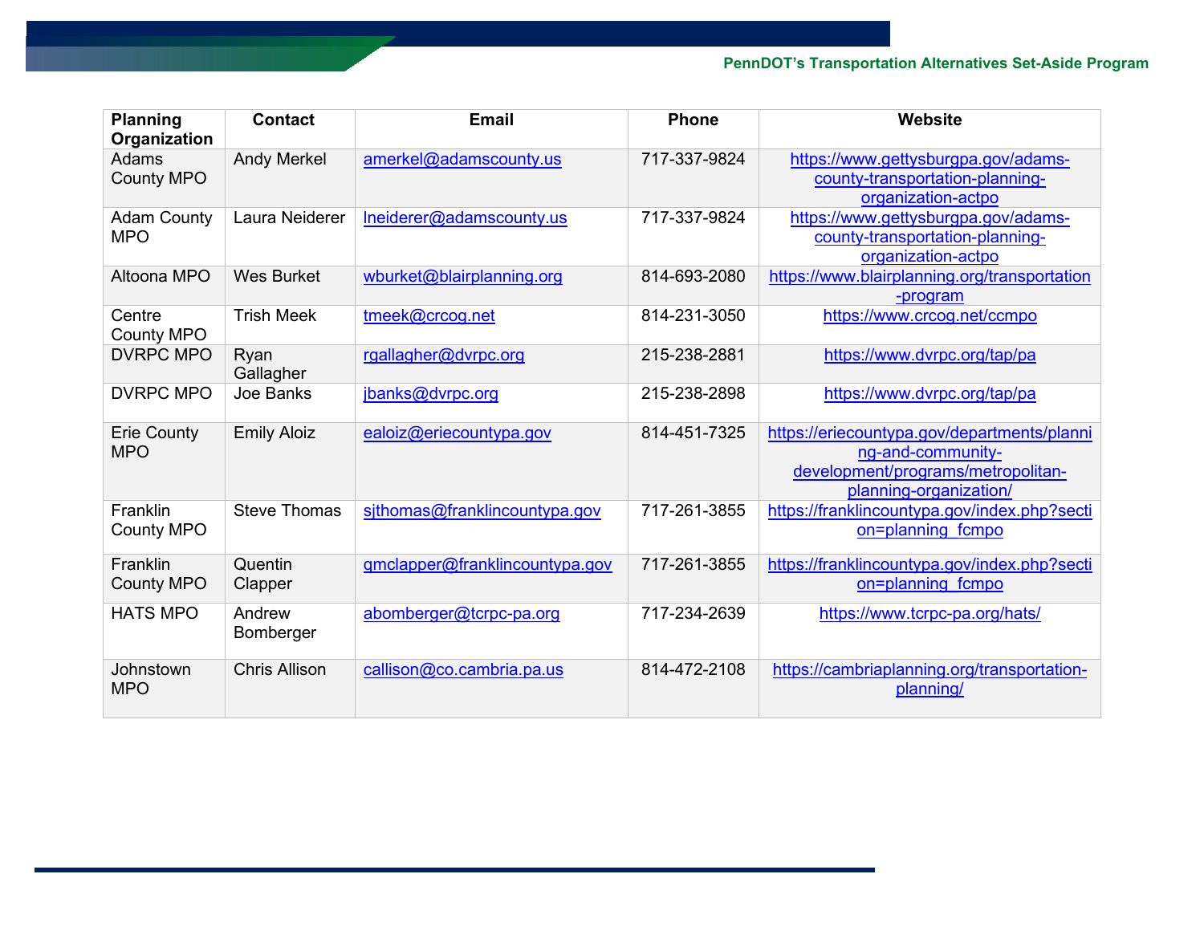| Planning Organization | Contact | Email | Phone | Website |
|---|---|---|---|---|
| Adams County MPO | Andy Merkel | amerkel@adamscounty.us | 717-337-9824 | https://www.gettysburgpa.gov/adams-county-transportation-planning-organization-actpo |
| Adam County MPO | Laura Neiderer | lneiderer@adamscounty.us | 717-337-9824 | https://www.gettysburgpa.gov/adams-county-transportation-planning-organization-actpo |
| Altoona MPO | Wes Burket | wburket@blairplanning.org | 814-693-2080 | https://www.blairplanning.org/transportation-program |
| Centre County MPO | Trish Meek | tmeek@crcog.net | 814-231-3050 | https://www.crcog.net/ccmpo |
| DVRPC MPO | Ryan Gallagher | rgallagher@dvrpc.org | 215-238-2881 | https://www.dvrpc.org/tap/pa |
| DVRPC MPO | Joe Banks | jbanks@dvrpc.org | 215-238-2898 | https://www.dvrpc.org/tap/pa |
| Erie County MPO | Emily Aloiz | ealoiz@eriecountypa.gov | 814-451-7325 | https://eriecountypa.gov/departments/planning-and-community-development/programs/metropolitan-planning-organization/ |
| Franklin County MPO | Steve Thomas | sjthomas@franklincountypa.gov | 717-261-3855 | https://franklincountypa.gov/index.php?section=planning_fcmpo |
| Franklin County MPO | Quentin Clapper | qmclapper@franklincountypa.gov | 717-261-3855 | https://franklincountypa.gov/index.php?section=planning_fcmpo |
| HATS MPO | Andrew Bomberger | abomberger@tcrpc-pa.org | 717-234-2639 | https://www.tcrpc-pa.org/hats/ |
| Johnstown MPO | Chris Allison | callison@co.cambria.pa.us | 814-472-2108 | https://cambriaplanning.org/transportation-planning/ |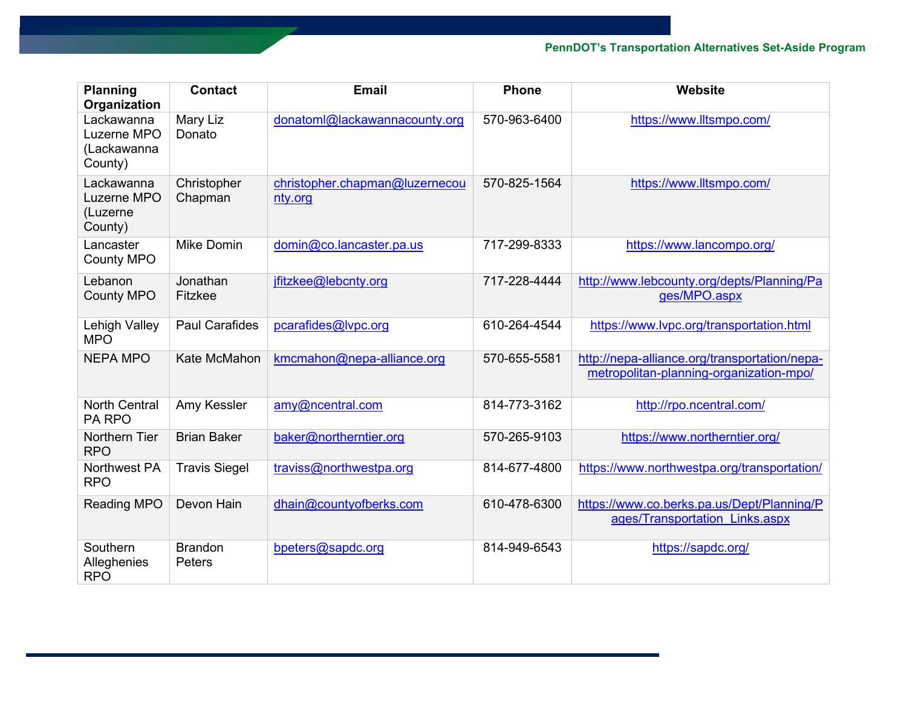| Planning Organization | Contact | Email | Phone | Website |
|---|---|---|---|---|
| Lackawanna Luzerne MPO (Lackawanna County) | Mary Liz Donato | donatoml@lackawannacounty.org | 570-963-6400 | https://www.lltsmpo.com/ |
| Lackawanna Luzerne MPO (Luzerne County) | Christopher Chapman | christopher.chapman@luzernecounty.org | 570-825-1564 | https://www.lltsmpo.com/ |
| Lancaster County MPO | Mike Domin | domin@co.lancaster.pa.us | 717-299-8333 | https://www.lancompo.org/ |
| Lebanon County MPO | Jonathan Fitzkee | jfitzkee@lebcnty.org | 717-228-4444 | http://www.lebcounty.org/depts/Planning/Pages/MPO.aspx |
| Lehigh Valley MPO | Paul Carafides | pcarafides@lvpc.org | 610-264-4544 | https://www.lvpc.org/transportation.html |
| NEPA MPO | Kate McMahon | kmcmahon@nepa-alliance.org | 570-655-5581 | http://nepa-alliance.org/transportation/nepa-metropolitan-planning-organization-mpo/ |
| North Central PA RPO | Amy Kessler | amy@ncentral.com | 814-773-3162 | http://rpo.ncentral.com/ |
| Northern Tier RPO | Brian Baker | baker@northerntier.org | 570-265-9103 | https://www.northerntier.org/ |
| Northwest PA RPO | Travis Siegel | traviss@northwestpa.org | 814-677-4800 | https://www.northwestpa.org/transportation/ |
| Reading MPO | Devon Hain | dhain@countyofberks.com | 610-478-6300 | https://www.co.berks.pa.us/Dept/Planning/Pages/Transportation_Links.aspx |
| Southern Alleghenies RPO | Brandon Peters | bpeters@sapdc.org | 814-949-6543 | https://sapdc.org/ |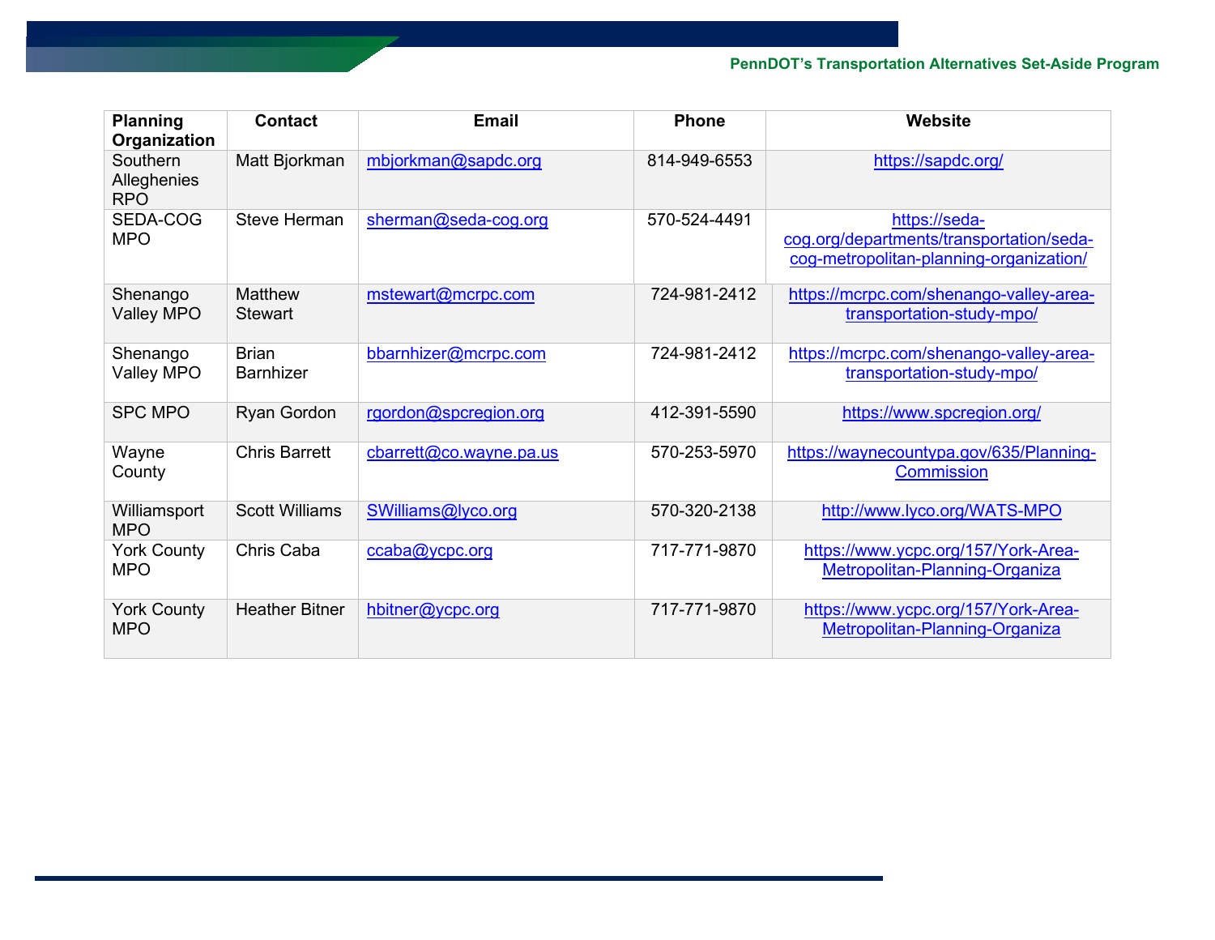| Planning Organization | Contact | Email | Phone | Website |
|---|---|---|---|---|
| Southern Alleghenies RPO | Matt Bjorkman | mbjorkman@sapdc.org | 814-949-6553 | https://sapdc.org/ |
| SEDA-COG MPO | Steve Herman | sherman@seda-cog.org | 570-524-4491 | https://seda-cog.org/departments/transportation/seda-cog-metropolitan-planning-organization/ |
| Shenango Valley MPO | Matthew Stewart | mstewart@mcrpc.com | 724-981-2412 | https://mcrpc.com/shenango-valley-area-transportation-study-mpo/ |
| Shenango Valley MPO | Brian Barnhizer | bbarnhizer@mcrpc.com | 724-981-2412 | https://mcrpc.com/shenango-valley-area-transportation-study-mpo/ |
| SPC MPO | Ryan Gordon | rgordon@spcregion.org | 412-391-5590 | https://www.spcregion.org/ |
| Wayne County | Chris Barrett | cbarrett@co.wayne.pa.us | 570-253-5970 | https://waynecountypa.gov/635/Planning-Commission |
| Williamsport MPO | Scott Williams | SWilliams@lyco.org | 570-320-2138 | http://www.lyco.org/WATS-MPO |
| York County MPO | Chris Caba | ccaba@ycpc.org | 717-771-9870 | https://www.ycpc.org/157/York-Area-Metropolitan-Planning-Organiza |
| York County MPO | Heather Bitner | hbitner@ycpc.org | 717-771-9870 | https://www.ycpc.org/157/York-Area-Metropolitan-Planning-Organiza |